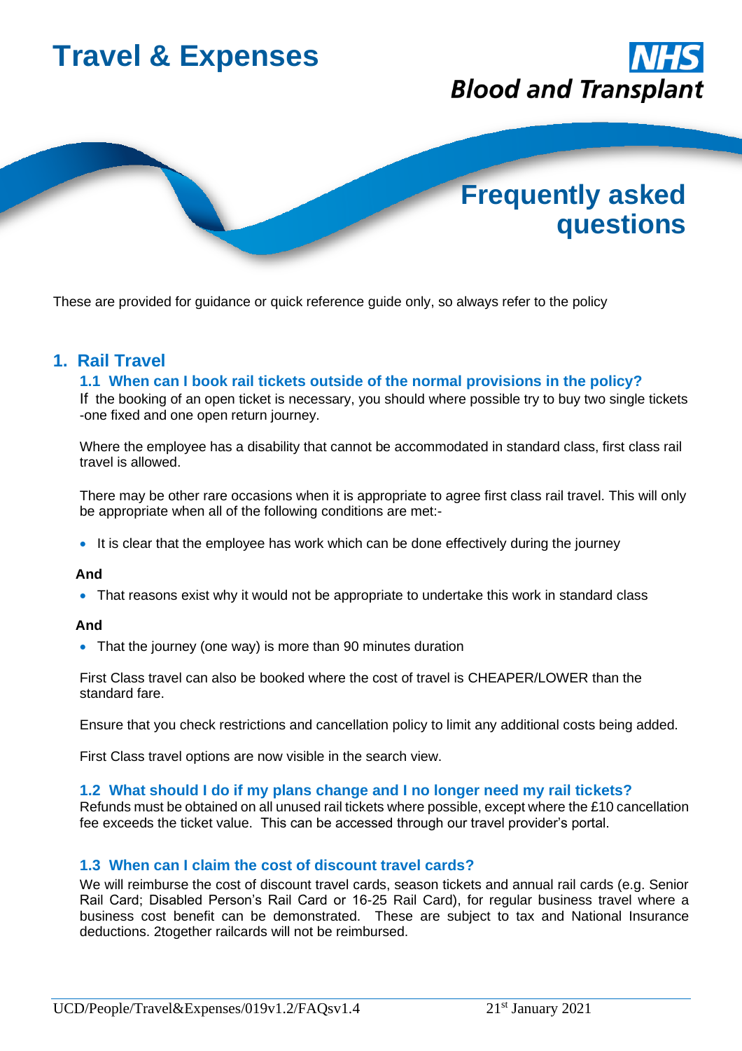# Travel & Expenses

NHS Blood and Transplant

## Frequently asked questions

These are provided for guidance or quick reference guide only, so always refer to the policy

## 1. Rail Travel

### 1.1 When can I book rail tickets outside of the normal provisions in the policy?

If the booking of an open ticket is necessary, you should where possible try to buy two single tickets -one fixed and one open return journey.

Where the employee has a disability that cannot be accommodated in standard class, first class rail travel is allowed.

There may be other rare occasions when it is appropriate to agree first class rail travel. This will only be appropriate when all of the following conditions are met:-

- It is clear that the employee has work which can be done effectively during the journey

**And**

- That reasons exist why it would not be appropriate to undertake this work in standard class

**And**

- That the journey (one way) is more than 90 minutes duration

First Class travel can also be booked where the cost of travel is CHEAPER/LOWER than the standard fare.

Ensure that you check restrictions and cancellation policy to limit any additional costs being added.

First Class travel options are now visible in the search view.

### 1.2 What should I do if my plans change and I no longer need my rail tickets?

Refunds must be obtained on all unused rail tickets where possible, except where the £10 cancellation fee exceeds the ticket value. This can be accessed through our travel provider's portal.

### 1.3 When can I claim the cost of discount travel cards?

We will reimburse the cost of discount travel cards, season tickets and annual rail cards (e.g. Senior Rail Card; Disabled Person's Rail Card or 16-25 Rail Card), for regular business travel where a business cost benefit can be demonstrated. These are subject to tax and National Insurance deductions. 2together railcards will not be reimbursed.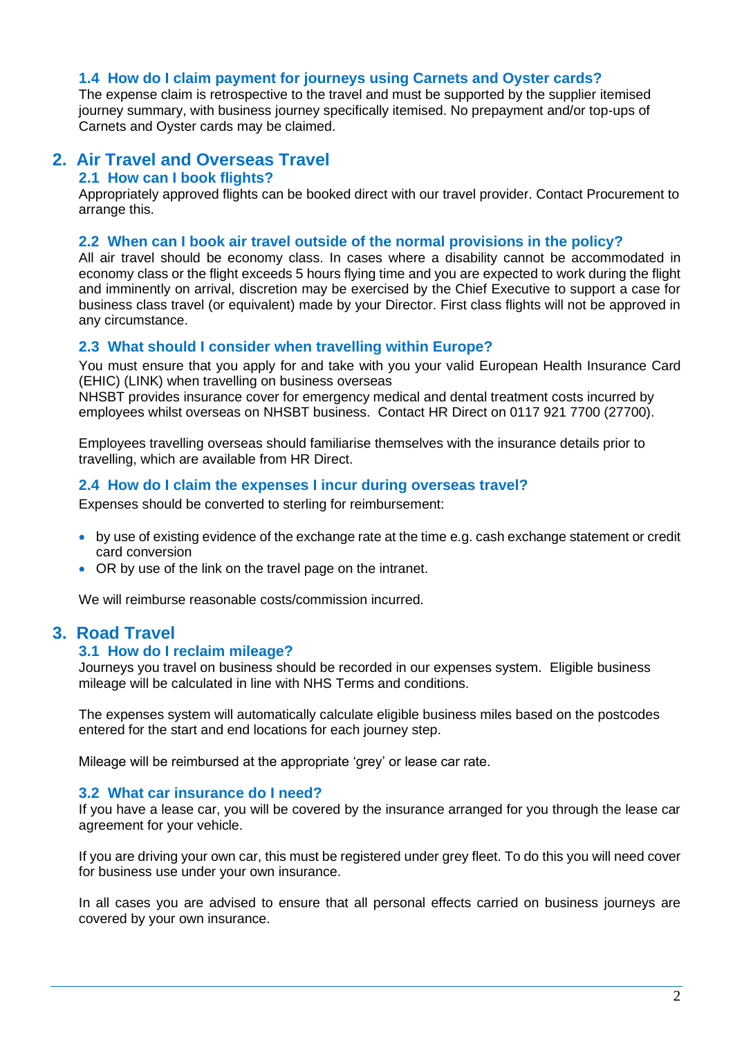### 1.4 How do I claim payment for journeys using Carnets and Oyster cards?

The expense claim is retrospective to the travel and must be supported by the supplier itemised journey summary, with business journey specifically itemised. No prepayment and/or top-ups of Carnets and Oyster cards may be claimed.

## 2. Air Travel and Overseas Travel

### 2.1 How can I book flights?

Appropriately approved flights can be booked direct with our travel provider. Contact Procurement to arrange this.

### 2.2 When can I book air travel outside of the normal provisions in the policy?

All air travel should be economy class. In cases where a disability cannot be accommodated in economy class or the flight exceeds 5 hours flying time and you are expected to work during the flight and imminently on arrival, discretion may be exercised by the Chief Executive to support a case for business class travel (or equivalent) made by your Director. First class flights will not be approved in any circumstance.

### 2.3 What should I consider when travelling within Europe?

You must ensure that you apply for and take with you your valid European Health Insurance Card (EHIC) (LINK) when travelling on business overseas
NHSBT provides insurance cover for emergency medical and dental treatment costs incurred by employees whilst overseas on NHSBT business. Contact HR Direct on 0117 921 7700 (27700).

Employees travelling overseas should familiarise themselves with the insurance details prior to travelling, which are available from HR Direct.

### 2.4 How do I claim the expenses I incur during overseas travel?

Expenses should be converted to sterling for reimbursement:

- by use of existing evidence of the exchange rate at the time e.g. cash exchange statement or credit card conversion
- OR by use of the link on the travel page on the intranet.

We will reimburse reasonable costs/commission incurred.

## 3. Road Travel

### 3.1 How do I reclaim mileage?

Journeys you travel on business should be recorded in our expenses system. Eligible business mileage will be calculated in line with NHS Terms and conditions.

The expenses system will automatically calculate eligible business miles based on the postcodes entered for the start and end locations for each journey step.

Mileage will be reimbursed at the appropriate 'grey' or lease car rate.

### 3.2 What car insurance do I need?

If you have a lease car, you will be covered by the insurance arranged for you through the lease car agreement for your vehicle.

If you are driving your own car, this must be registered under grey fleet. To do this you will need cover for business use under your own insurance.

In all cases you are advised to ensure that all personal effects carried on business journeys are covered by your own insurance.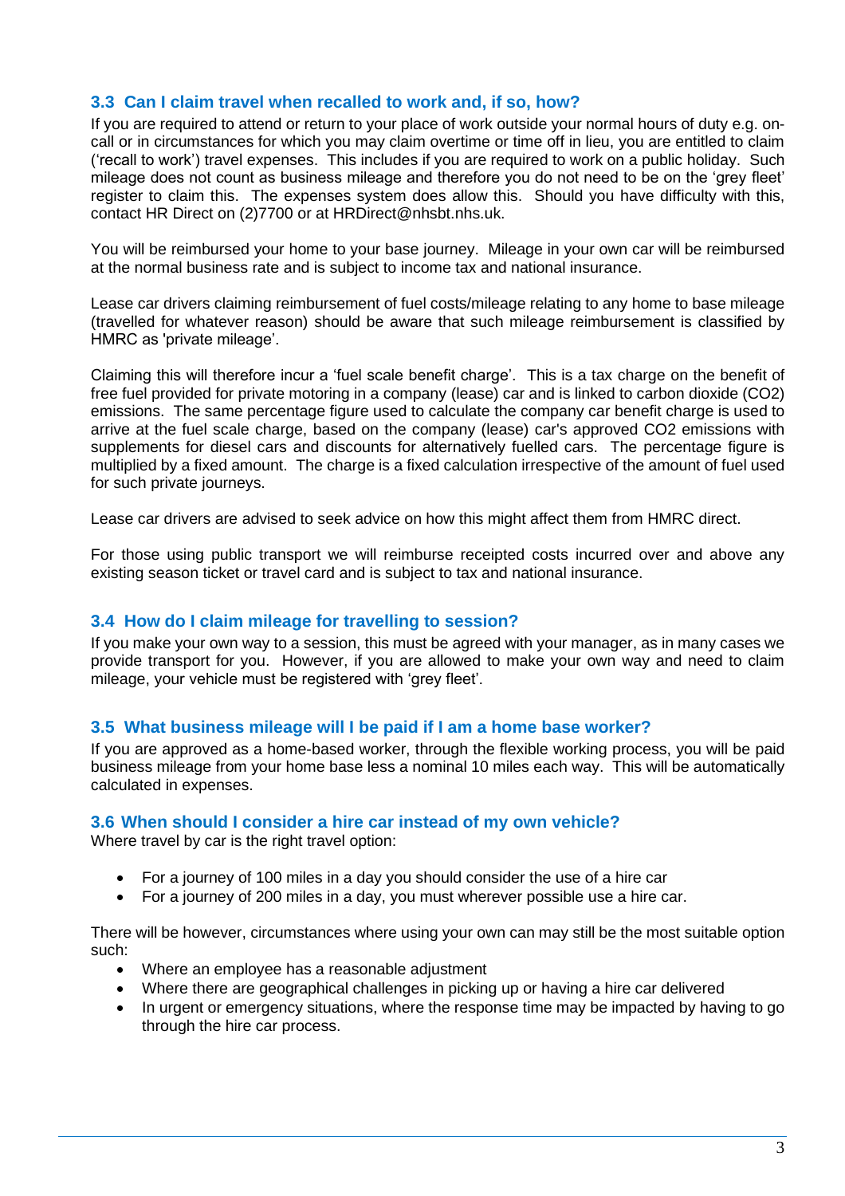### 3.3 Can I claim travel when recalled to work and, if so, how?

If you are required to attend or return to your place of work outside your normal hours of duty e.g. on-call or in circumstances for which you may claim overtime or time off in lieu, you are entitled to claim ('recall to work') travel expenses. This includes if you are required to work on a public holiday. Such mileage does not count as business mileage and therefore you do not need to be on the 'grey fleet' register to claim this. The expenses system does allow this. Should you have difficulty with this, contact HR Direct on (2)7700 or at HRDirect@nhsbt.nhs.uk.

You will be reimbursed your home to your base journey. Mileage in your own car will be reimbursed at the normal business rate and is subject to income tax and national insurance.

Lease car drivers claiming reimbursement of fuel costs/mileage relating to any home to base mileage (travelled for whatever reason) should be aware that such mileage reimbursement is classified by HMRC as 'private mileage'.

Claiming this will therefore incur a 'fuel scale benefit charge'. This is a tax charge on the benefit of free fuel provided for private motoring in a company (lease) car and is linked to carbon dioxide (CO2) emissions. The same percentage figure used to calculate the company car benefit charge is used to arrive at the fuel scale charge, based on the company (lease) car's approved CO2 emissions with supplements for diesel cars and discounts for alternatively fuelled cars. The percentage figure is multiplied by a fixed amount. The charge is a fixed calculation irrespective of the amount of fuel used for such private journeys.

Lease car drivers are advised to seek advice on how this might affect them from HMRC direct.

For those using public transport we will reimburse receipted costs incurred over and above any existing season ticket or travel card and is subject to tax and national insurance.

### 3.4 How do I claim mileage for travelling to session?

If you make your own way to a session, this must be agreed with your manager, as in many cases we provide transport for you. However, if you are allowed to make your own way and need to claim mileage, your vehicle must be registered with 'grey fleet'.

### 3.5 What business mileage will I be paid if I am a home base worker?

If you are approved as a home-based worker, through the flexible working process, you will be paid business mileage from your home base less a nominal 10 miles each way. This will be automatically calculated in expenses.

### 3.6 When should I consider a hire car instead of my own vehicle?

Where travel by car is the right travel option:

- For a journey of 100 miles in a day you should consider the use of a hire car
- For a journey of 200 miles in a day, you must wherever possible use a hire car.

There will be however, circumstances where using your own can may still be the most suitable option such:

- Where an employee has a reasonable adjustment
- Where there are geographical challenges in picking up or having a hire car delivered
- In urgent or emergency situations, where the response time may be impacted by having to go through the hire car process.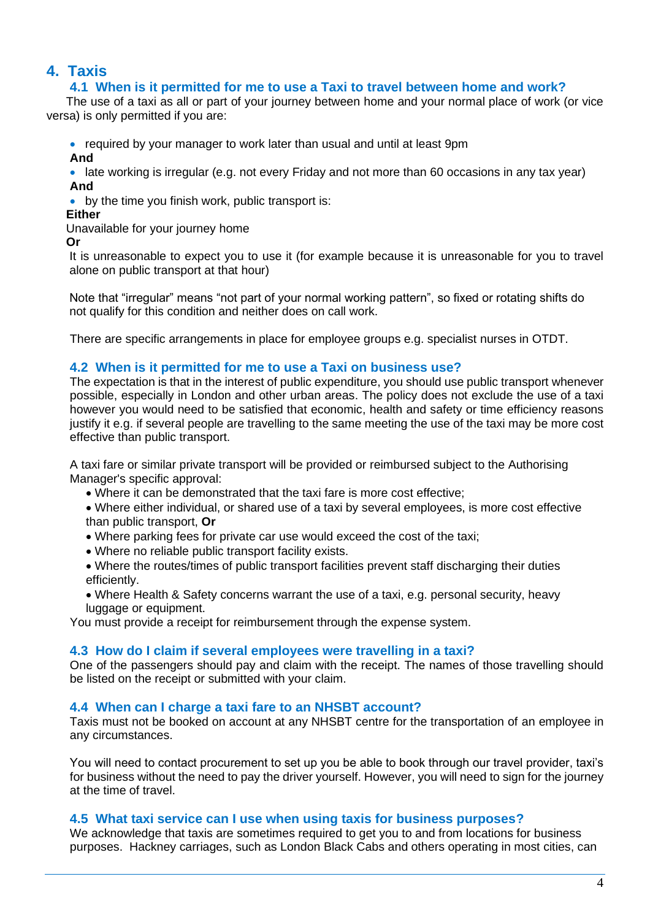# 4. Taxis

## 4.1 When is it permitted for me to use a Taxi to travel between home and work?

The use of a taxi as all or part of your journey between home and your normal place of work (or vice versa) is only permitted if you are:

- required by your manager to work later than usual and until at least 9pm

**And**

- late working is irregular (e.g. not every Friday and not more than 60 occasions in any tax year)

**And**

- by the time you finish work, public transport is:

**Either**

Unavailable for your journey home

**Or**

It is unreasonable to expect you to use it (for example because it is unreasonable for you to travel alone on public transport at that hour)

Note that "irregular" means "not part of your normal working pattern", so fixed or rotating shifts do not qualify for this condition and neither does on call work.

There are specific arrangements in place for employee groups e.g. specialist nurses in OTDT.

## 4.2 When is it permitted for me to use a Taxi on business use?

The expectation is that in the interest of public expenditure, you should use public transport whenever possible, especially in London and other urban areas. The policy does not exclude the use of a taxi however you would need to be satisfied that economic, health and safety or time efficiency reasons justify it e.g. if several people are travelling to the same meeting the use of the taxi may be more cost effective than public transport.

A taxi fare or similar private transport will be provided or reimbursed subject to the Authorising Manager's specific approval:

- Where it can be demonstrated that the taxi fare is more cost effective;
- Where either individual, or shared use of a taxi by several employees, is more cost effective than public transport, **Or**
- Where parking fees for private car use would exceed the cost of the taxi;
- Where no reliable public transport facility exists.
- Where the routes/times of public transport facilities prevent staff discharging their duties efficiently.
- Where Health & Safety concerns warrant the use of a taxi, e.g. personal security, heavy luggage or equipment.

You must provide a receipt for reimbursement through the expense system.

## 4.3 How do I claim if several employees were travelling in a taxi?

One of the passengers should pay and claim with the receipt. The names of those travelling should be listed on the receipt or submitted with your claim.

## 4.4 When can I charge a taxi fare to an NHSBT account?

Taxis must not be booked on account at any NHSBT centre for the transportation of an employee in any circumstances.

You will need to contact procurement to set up you be able to book through our travel provider, taxi's for business without the need to pay the driver yourself. However, you will need to sign for the journey at the time of travel.

## 4.5 What taxi service can I use when using taxis for business purposes?

We acknowledge that taxis are sometimes required to get you to and from locations for business purposes. Hackney carriages, such as London Black Cabs and others operating in most cities, can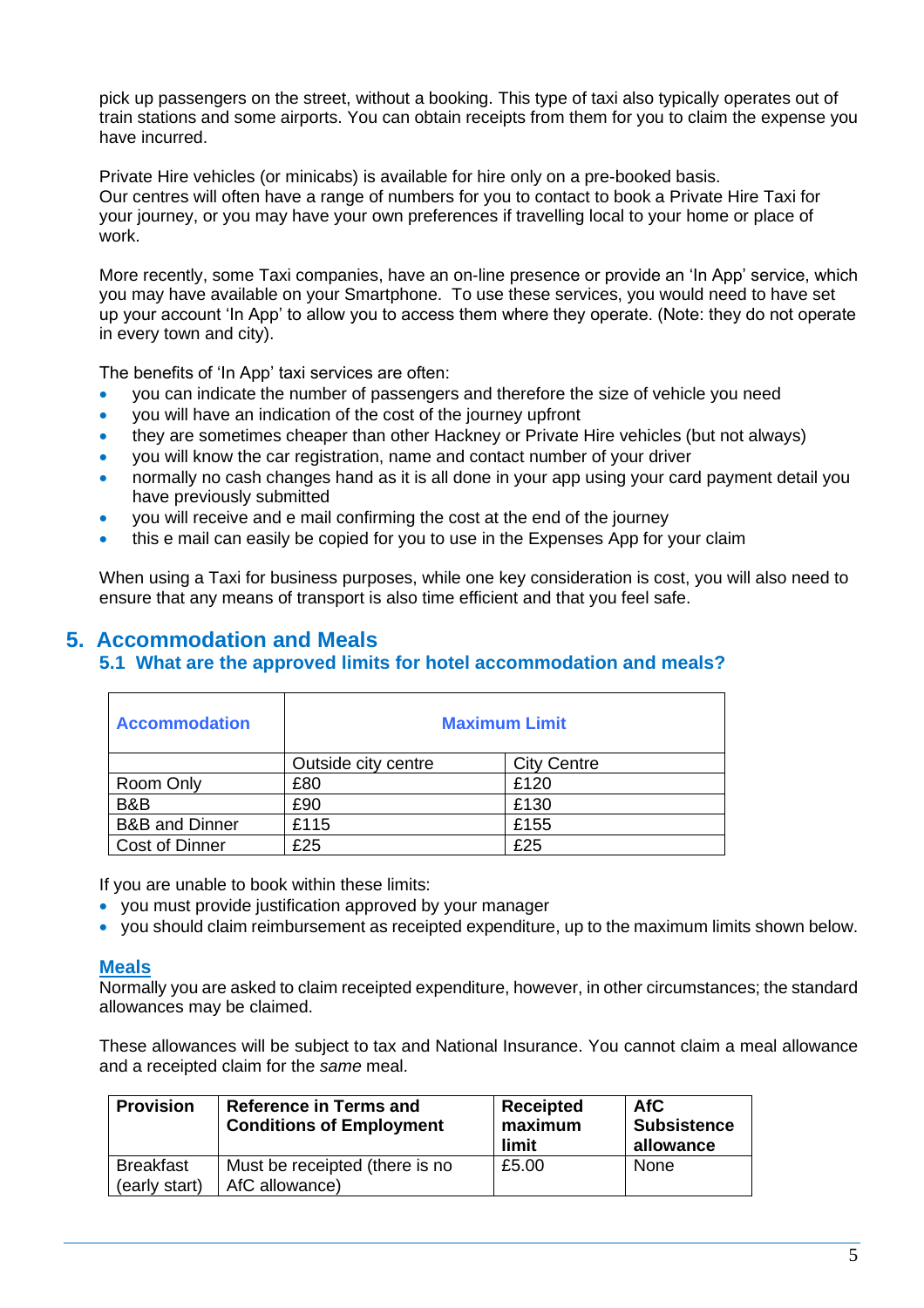pick up passengers on the street, without a booking. This type of taxi also typically operates out of train stations and some airports. You can obtain receipts from them for you to claim the expense you have incurred.

Private Hire vehicles (or minicabs) is available for hire only on a pre-booked basis. Our centres will often have a range of numbers for you to contact to book a Private Hire Taxi for your journey, or you may have your own preferences if travelling local to your home or place of work.

More recently, some Taxi companies, have an on-line presence or provide an 'In App' service, which you may have available on your Smartphone. To use these services, you would need to have set up your account 'In App' to allow you to access them where they operate. (Note: they do not operate in every town and city).

The benefits of 'In App' taxi services are often:

- you can indicate the number of passengers and therefore the size of vehicle you need
- you will have an indication of the cost of the journey upfront
- they are sometimes cheaper than other Hackney or Private Hire vehicles (but not always)
- you will know the car registration, name and contact number of your driver
- normally no cash changes hand as it is all done in your app using your card payment detail you have previously submitted
- you will receive and e mail confirming the cost at the end of the journey
- this e mail can easily be copied for you to use in the Expenses App for your claim

When using a Taxi for business purposes, while one key consideration is cost, you will also need to ensure that any means of transport is also time efficient and that you feel safe.

## 5. Accommodation and Meals

### 5.1 What are the approved limits for hotel accommodation and meals?

| **Accommodation** | **Maximum Limit** | |
|---|---|---|
| | Outside city centre | City Centre |
| Room Only | £80 | £120 |
| B&B | £90 | £130 |
| B&B and Dinner | £115 | £155 |
| Cost of Dinner | £25 | £25 |

If you are unable to book within these limits:

- you must provide justification approved by your manager
- you should claim reimbursement as receipted expenditure, up to the maximum limits shown below.

**Meals**

Normally you are asked to claim receipted expenditure, however, in other circumstances; the standard allowances may be claimed.

These allowances will be subject to tax and National Insurance. You cannot claim a meal allowance and a receipted claim for the *same* meal.

| **Provision** | **Reference in Terms and Conditions of Employment** | **Receipted maximum limit** | **AfC Subsistence allowance** |
|---|---|---|---|
| Breakfast (early start) | Must be receipted (there is no AfC allowance) | £5.00 | None |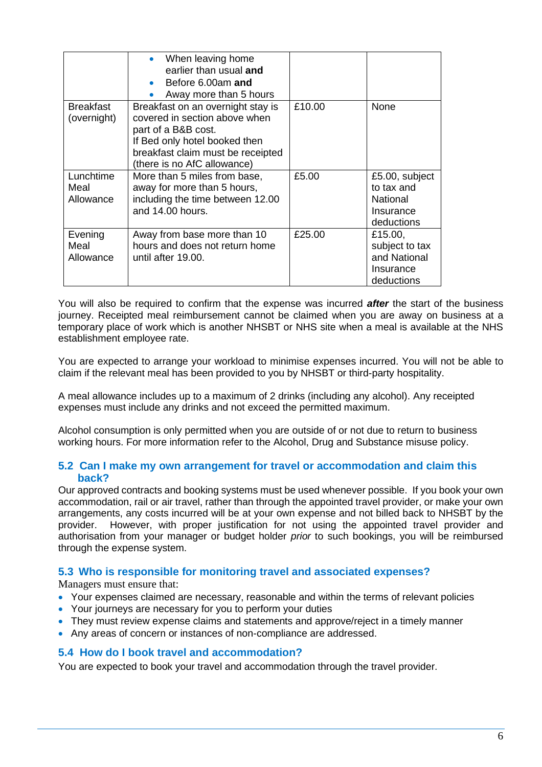| | • When leaving home earlier than usual **and**<br>• Before 6.00am **and**<br>• Away more than 5 hours | | |
|---|---|---|---|
| Breakfast (overnight) | Breakfast on an overnight stay is covered in section above when part of a B&B cost.<br>If Bed only hotel booked then breakfast claim must be receipted (there is no AfC allowance) | £10.00 | None |
| Lunchtime Meal Allowance | More than 5 miles from base, away for more than 5 hours, including the time between 12.00 and 14.00 hours. | £5.00 | £5.00, subject to tax and National Insurance deductions |
| Evening Meal Allowance | Away from base more than 10 hours and does not return home until after 19.00. | £25.00 | £15.00, subject to tax and National Insurance deductions |

You will also be required to confirm that the expense was incurred ***after*** the start of the business journey. Receipted meal reimbursement cannot be claimed when you are away on business at a temporary place of work which is another NHSBT or NHS site when a meal is available at the NHS establishment employee rate.

You are expected to arrange your workload to minimise expenses incurred. You will not be able to claim if the relevant meal has been provided to you by NHSBT or third-party hospitality.

A meal allowance includes up to a maximum of 2 drinks (including any alcohol). Any receipted expenses must include any drinks and not exceed the permitted maximum.

Alcohol consumption is only permitted when you are outside of or not due to return to business working hours. For more information refer to the Alcohol, Drug and Substance misuse policy.

### 5.2 Can I make my own arrangement for travel or accommodation and claim this back?

Our approved contracts and booking systems must be used whenever possible. If you book your own accommodation, rail or air travel, rather than through the appointed travel provider, or make your own arrangements, any costs incurred will be at your own expense and not billed back to NHSBT by the provider. However, with proper justification for not using the appointed travel provider and authorisation from your manager or budget holder *prior* to such bookings, you will be reimbursed through the expense system.

### 5.3 Who is responsible for monitoring travel and associated expenses?

Managers must ensure that:

- Your expenses claimed are necessary, reasonable and within the terms of relevant policies
- Your journeys are necessary for you to perform your duties
- They must review expense claims and statements and approve/reject in a timely manner
- Any areas of concern or instances of non-compliance are addressed.

### 5.4 How do I book travel and accommodation?

You are expected to book your travel and accommodation through the travel provider.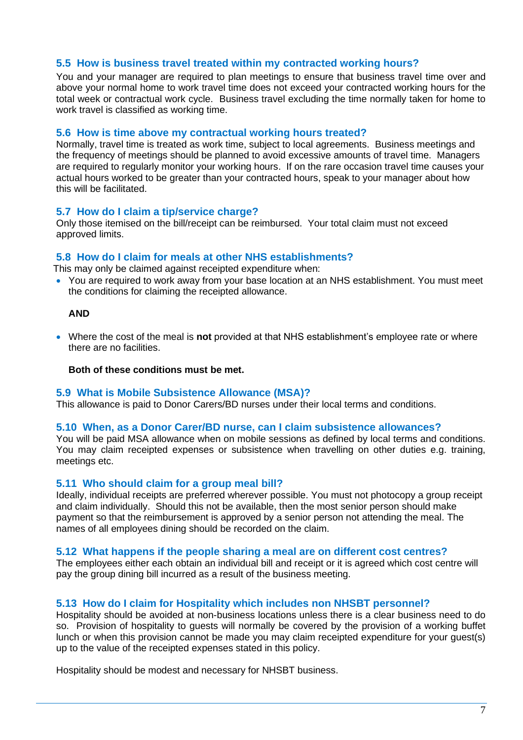### 5.5 How is business travel treated within my contracted working hours?

You and your manager are required to plan meetings to ensure that business travel time over and above your normal home to work travel time does not exceed your contracted working hours for the total week or contractual work cycle. Business travel excluding the time normally taken for home to work travel is classified as working time.

### 5.6 How is time above my contractual working hours treated?

Normally, travel time is treated as work time, subject to local agreements. Business meetings and the frequency of meetings should be planned to avoid excessive amounts of travel time. Managers are required to regularly monitor your working hours. If on the rare occasion travel time causes your actual hours worked to be greater than your contracted hours, speak to your manager about how this will be facilitated.

### 5.7 How do I claim a tip/service charge?

Only those itemised on the bill/receipt can be reimbursed. Your total claim must not exceed approved limits.

### 5.8 How do I claim for meals at other NHS establishments?

This may only be claimed against receipted expenditure when:

- You are required to work away from your base location at an NHS establishment. You must meet the conditions for claiming the receipted allowance.

  **AND**

- Where the cost of the meal is **not** provided at that NHS establishment's employee rate or where there are no facilities.

  **Both of these conditions must be met.**

### 5.9 What is Mobile Subsistence Allowance (MSA)?

This allowance is paid to Donor Carers/BD nurses under their local terms and conditions.

### 5.10 When, as a Donor Carer/BD nurse, can I claim subsistence allowances?

You will be paid MSA allowance when on mobile sessions as defined by local terms and conditions. You may claim receipted expenses or subsistence when travelling on other duties e.g. training, meetings etc.

### 5.11 Who should claim for a group meal bill?

Ideally, individual receipts are preferred wherever possible. You must not photocopy a group receipt and claim individually. Should this not be available, then the most senior person should make payment so that the reimbursement is approved by a senior person not attending the meal. The names of all employees dining should be recorded on the claim.

### 5.12 What happens if the people sharing a meal are on different cost centres?

The employees either each obtain an individual bill and receipt or it is agreed which cost centre will pay the group dining bill incurred as a result of the business meeting.

### 5.13 How do I claim for Hospitality which includes non NHSBT personnel?

Hospitality should be avoided at non-business locations unless there is a clear business need to do so. Provision of hospitality to guests will normally be covered by the provision of a working buffet lunch or when this provision cannot be made you may claim receipted expenditure for your guest(s) up to the value of the receipted expenses stated in this policy.

Hospitality should be modest and necessary for NHSBT business.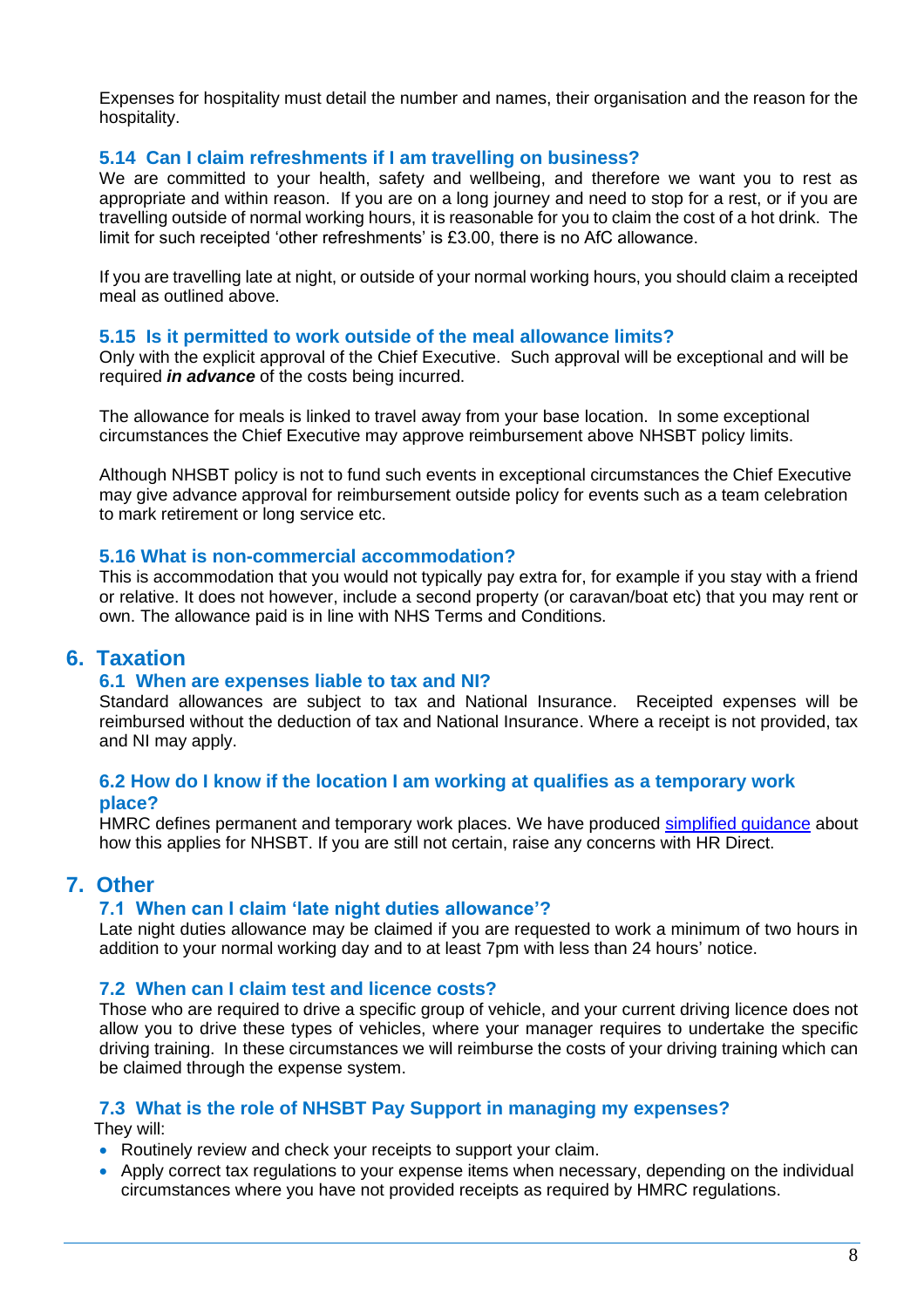Expenses for hospitality must detail the number and names, their organisation and the reason for the hospitality.

### 5.14 Can I claim refreshments if I am travelling on business?

We are committed to your health, safety and wellbeing, and therefore we want you to rest as appropriate and within reason. If you are on a long journey and need to stop for a rest, or if you are travelling outside of normal working hours, it is reasonable for you to claim the cost of a hot drink. The limit for such receipted 'other refreshments' is £3.00, there is no AfC allowance.

If you are travelling late at night, or outside of your normal working hours, you should claim a receipted meal as outlined above.

### 5.15 Is it permitted to work outside of the meal allowance limits?

Only with the explicit approval of the Chief Executive. Such approval will be exceptional and will be required ***in advance*** of the costs being incurred.

The allowance for meals is linked to travel away from your base location. In some exceptional circumstances the Chief Executive may approve reimbursement above NHSBT policy limits.

Although NHSBT policy is not to fund such events in exceptional circumstances the Chief Executive may give advance approval for reimbursement outside policy for events such as a team celebration to mark retirement or long service etc.

### 5.16 What is non-commercial accommodation?

This is accommodation that you would not typically pay extra for, for example if you stay with a friend or relative. It does not however, include a second property (or caravan/boat etc) that you may rent or own. The allowance paid is in line with NHS Terms and Conditions.

## 6. Taxation

### 6.1 When are expenses liable to tax and NI?

Standard allowances are subject to tax and National Insurance. Receipted expenses will be reimbursed without the deduction of tax and National Insurance. Where a receipt is not provided, tax and NI may apply.

### 6.2 How do I know if the location I am working at qualifies as a temporary work place?

HMRC defines permanent and temporary work places. We have produced simplified guidance about how this applies for NHSBT. If you are still not certain, raise any concerns with HR Direct.

## 7. Other

### 7.1 When can I claim 'late night duties allowance'?

Late night duties allowance may be claimed if you are requested to work a minimum of two hours in addition to your normal working day and to at least 7pm with less than 24 hours' notice.

### 7.2 When can I claim test and licence costs?

Those who are required to drive a specific group of vehicle, and your current driving licence does not allow you to drive these types of vehicles, where your manager requires to undertake the specific driving training. In these circumstances we will reimburse the costs of your driving training which can be claimed through the expense system.

### 7.3 What is the role of NHSBT Pay Support in managing my expenses?

They will:

- Routinely review and check your receipts to support your claim.
- Apply correct tax regulations to your expense items when necessary, depending on the individual circumstances where you have not provided receipts as required by HMRC regulations.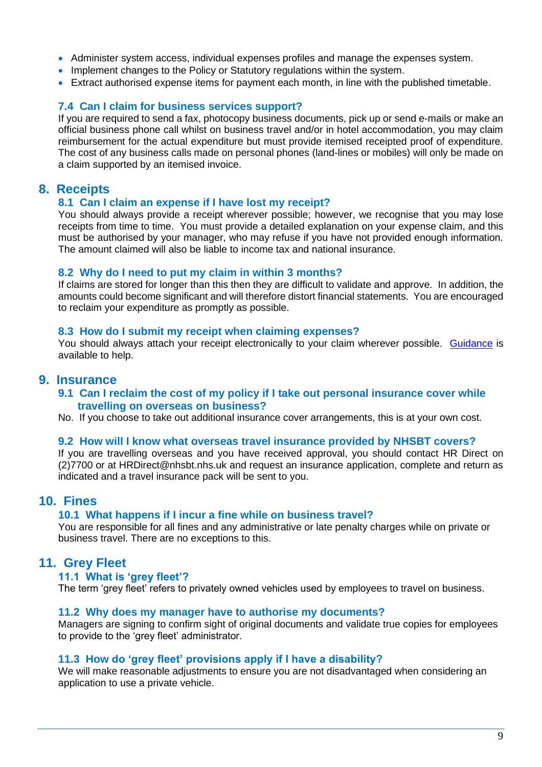- Administer system access, individual expenses profiles and manage the expenses system.
- Implement changes to the Policy or Statutory regulations within the system.
- Extract authorised expense items for payment each month, in line with the published timetable.

### 7.4 Can I claim for business services support?

If you are required to send a fax, photocopy business documents, pick up or send e-mails or make an official business phone call whilst on business travel and/or in hotel accommodation, you may claim reimbursement for the actual expenditure but must provide itemised receipted proof of expenditure. The cost of any business calls made on personal phones (land-lines or mobiles) will only be made on a claim supported by an itemised invoice.

## 8. Receipts

### 8.1 Can I claim an expense if I have lost my receipt?

You should always provide a receipt wherever possible; however, we recognise that you may lose receipts from time to time. You must provide a detailed explanation on your expense claim, and this must be authorised by your manager, who may refuse if you have not provided enough information. The amount claimed will also be liable to income tax and national insurance.

### 8.2 Why do I need to put my claim in within 3 months?

If claims are stored for longer than this then they are difficult to validate and approve. In addition, the amounts could become significant and will therefore distort financial statements. You are encouraged to reclaim your expenditure as promptly as possible.

### 8.3 How do I submit my receipt when claiming expenses?

You should always attach your receipt electronically to your claim wherever possible. Guidance is available to help.

## 9. Insurance

### 9.1 Can I reclaim the cost of my policy if I take out personal insurance cover while travelling on overseas on business?

No. If you choose to take out additional insurance cover arrangements, this is at your own cost.

### 9.2 How will I know what overseas travel insurance provided by NHSBT covers?

If you are travelling overseas and you have received approval, you should contact HR Direct on (2)7700 or at HRDirect@nhsbt.nhs.uk and request an insurance application, complete and return as indicated and a travel insurance pack will be sent to you.

## 10. Fines

### 10.1 What happens if I incur a fine while on business travel?

You are responsible for all fines and any administrative or late penalty charges while on private or business travel. There are no exceptions to this.

## 11. Grey Fleet

### 11.1 What is 'grey fleet'?

The term 'grey fleet' refers to privately owned vehicles used by employees to travel on business.

### 11.2 Why does my manager have to authorise my documents?

Managers are signing to confirm sight of original documents and validate true copies for employees to provide to the 'grey fleet' administrator.

### 11.3 How do 'grey fleet' provisions apply if I have a disability?

We will make reasonable adjustments to ensure you are not disadvantaged when considering an application to use a private vehicle.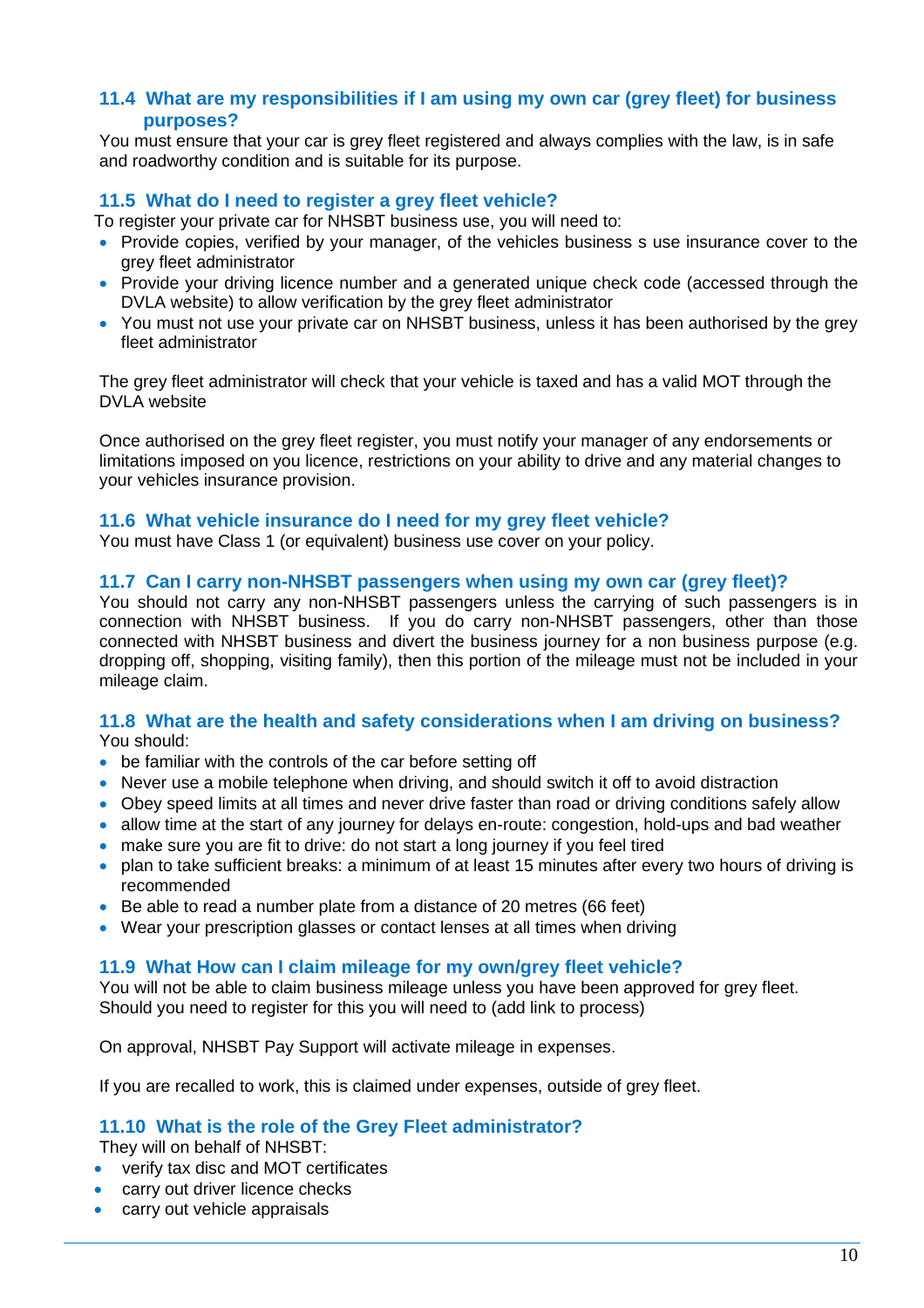### 11.4 What are my responsibilities if I am using my own car (grey fleet) for business purposes?

You must ensure that your car is grey fleet registered and always complies with the law, is in safe and roadworthy condition and is suitable for its purpose.

### 11.5 What do I need to register a grey fleet vehicle?

To register your private car for NHSBT business use, you will need to:

- Provide copies, verified by your manager, of the vehicles business s use insurance cover to the grey fleet administrator
- Provide your driving licence number and a generated unique check code (accessed through the DVLA website) to allow verification by the grey fleet administrator
- You must not use your private car on NHSBT business, unless it has been authorised by the grey fleet administrator

The grey fleet administrator will check that your vehicle is taxed and has a valid MOT through the DVLA website

Once authorised on the grey fleet register, you must notify your manager of any endorsements or limitations imposed on you licence, restrictions on your ability to drive and any material changes to your vehicles insurance provision.

### 11.6 What vehicle insurance do I need for my grey fleet vehicle?

You must have Class 1 (or equivalent) business use cover on your policy.

### 11.7 Can I carry non-NHSBT passengers when using my own car (grey fleet)?

You should not carry any non-NHSBT passengers unless the carrying of such passengers is in connection with NHSBT business. If you do carry non-NHSBT passengers, other than those connected with NHSBT business and divert the business journey for a non business purpose (e.g. dropping off, shopping, visiting family), then this portion of the mileage must not be included in your mileage claim.

### 11.8 What are the health and safety considerations when I am driving on business?

You should:

- be familiar with the controls of the car before setting off
- Never use a mobile telephone when driving, and should switch it off to avoid distraction
- Obey speed limits at all times and never drive faster than road or driving conditions safely allow
- allow time at the start of any journey for delays en-route: congestion, hold-ups and bad weather
- make sure you are fit to drive: do not start a long journey if you feel tired
- plan to take sufficient breaks: a minimum of at least 15 minutes after every two hours of driving is recommended
- Be able to read a number plate from a distance of 20 metres (66 feet)
- Wear your prescription glasses or contact lenses at all times when driving

### 11.9 What How can I claim mileage for my own/grey fleet vehicle?

You will not be able to claim business mileage unless you have been approved for grey fleet. Should you need to register for this you will need to (add link to process)

On approval, NHSBT Pay Support will activate mileage in expenses.

If you are recalled to work, this is claimed under expenses, outside of grey fleet.

### 11.10 What is the role of the Grey Fleet administrator?

They will on behalf of NHSBT:

- verify tax disc and MOT certificates
- carry out driver licence checks
- carry out vehicle appraisals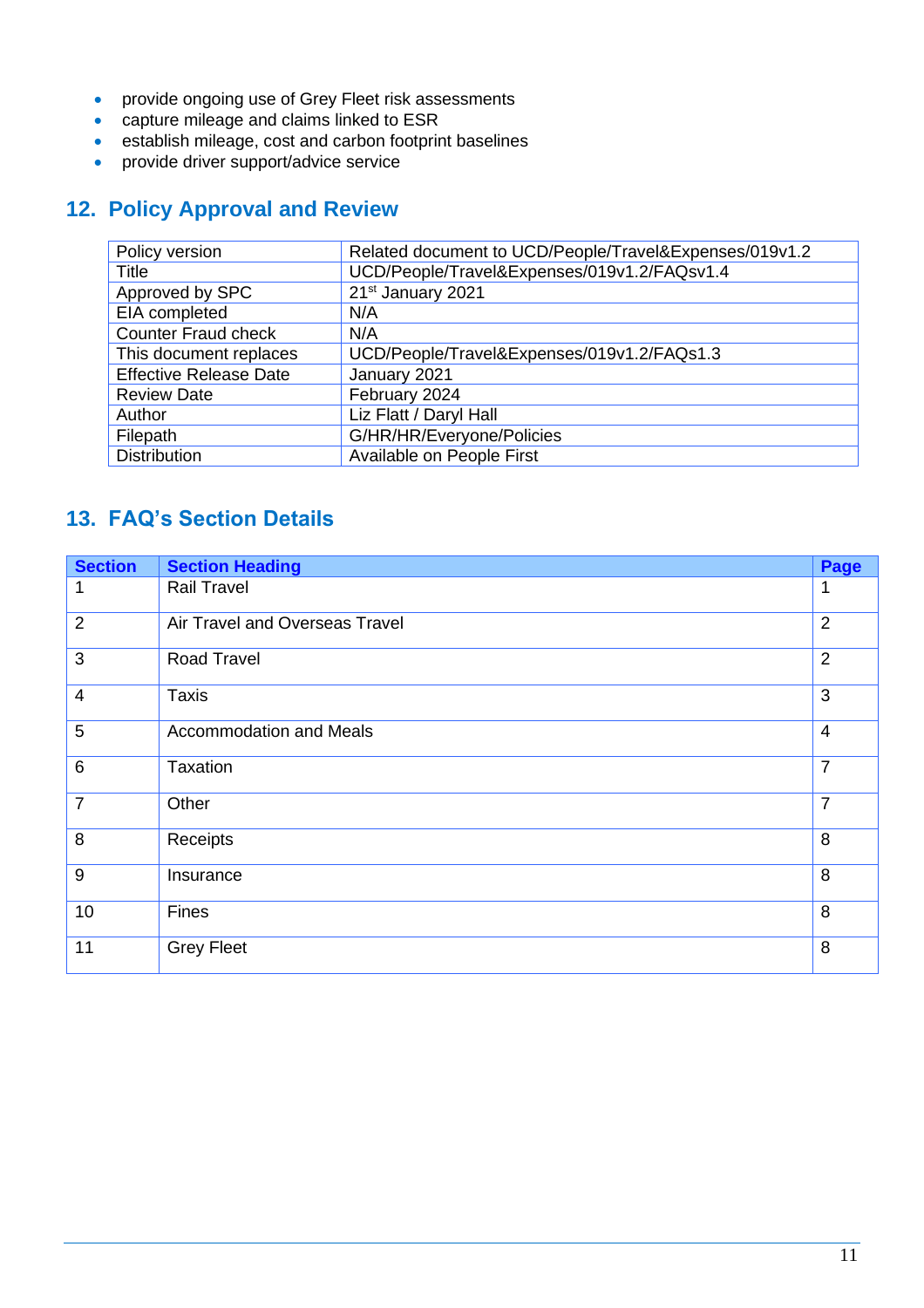- provide ongoing use of Grey Fleet risk assessments
- capture mileage and claims linked to ESR
- establish mileage, cost and carbon footprint baselines
- provide driver support/advice service

## 12. Policy Approval and Review

| | |
|---|---|
| Policy version | Related document to UCD/People/Travel&Expenses/019v1.2 |
| Title | UCD/People/Travel&Expenses/019v1.2/FAQsv1.4 |
| Approved by SPC | 21st January 2021 |
| EIA completed | N/A |
| Counter Fraud check | N/A |
| This document replaces | UCD/People/Travel&Expenses/019v1.2/FAQs1.3 |
| Effective Release Date | January 2021 |
| Review Date | February 2024 |
| Author | Liz Flatt / Daryl Hall |
| Filepath | G/HR/HR/Everyone/Policies |
| Distribution | Available on People First |

## 13. FAQ's Section Details

| Section | Section Heading | Page |
|---|---|---|
| 1 | Rail Travel | 1 |
| 2 | Air Travel and Overseas Travel | 2 |
| 3 | Road Travel | 2 |
| 4 | Taxis | 3 |
| 5 | Accommodation and Meals | 4 |
| 6 | Taxation | 7 |
| 7 | Other | 7 |
| 8 | Receipts | 8 |
| 9 | Insurance | 8 |
| 10 | Fines | 8 |
| 11 | Grey Fleet | 8 |